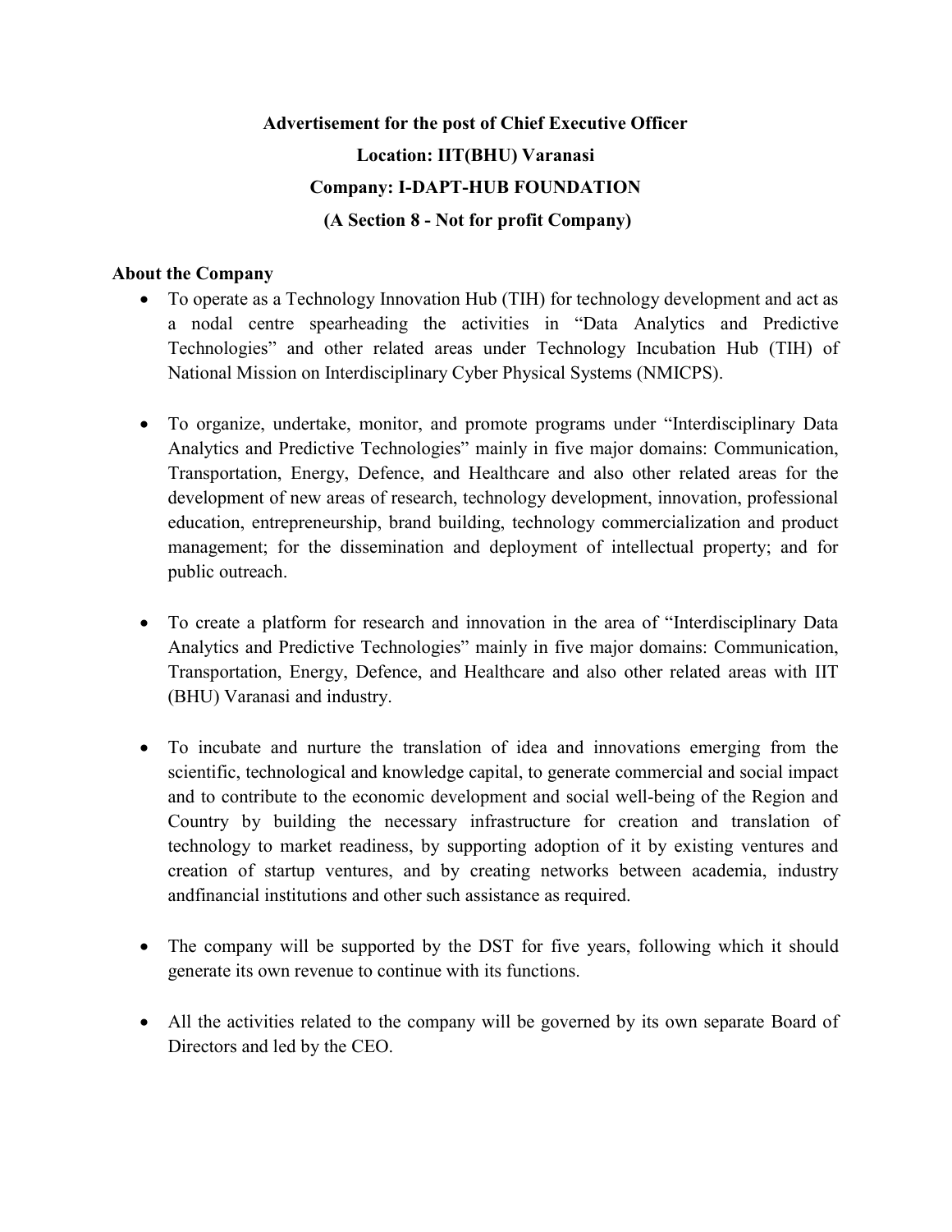**Advertisement for the post of Chief Executive Officer**

**Location: IIT(BHU) Varanasi**

**Company: I-DAPT-HUB FOUNDATION**

**(A Section 8 - Not for profit Company)**

**About the Company**

- To operate as a Technology Innovation Hub (TIH) for technology development and act as a nodal centre spearheading the activities in "Data Analytics and Predictive Technologies" and other related areas under Technology Incubation Hub (TIH) of National Mission on Interdisciplinary Cyber Physical Systems (NMICPS).

- To organize, undertake, monitor, and promote programs under "Interdisciplinary Data Analytics and Predictive Technologies" mainly in five major domains: Communication, Transportation, Energy, Defence, and Healthcare and also other related areas for the development of new areas of research, technology development, innovation, professional education, entrepreneurship, brand building, technology commercialization and product management; for the dissemination and deployment of intellectual property; and for public outreach.

- To create a platform for research and innovation in the area of "Interdisciplinary Data Analytics and Predictive Technologies" mainly in five major domains: Communication, Transportation, Energy, Defence, and Healthcare and also other related areas with IIT (BHU) Varanasi and industry.

- To incubate and nurture the translation of idea and innovations emerging from the scientific, technological and knowledge capital, to generate commercial and social impact and to contribute to the economic development and social well-being of the Region and Country by building the necessary infrastructure for creation and translation of technology to market readiness, by supporting adoption of it by existing ventures and creation of startup ventures, and by creating networks between academia, industry andfinancial institutions and other such assistance as required.

- The company will be supported by the DST for five years, following which it should generate its own revenue to continue with its functions.

- All the activities related to the company will be governed by its own separate Board of Directors and led by the CEO.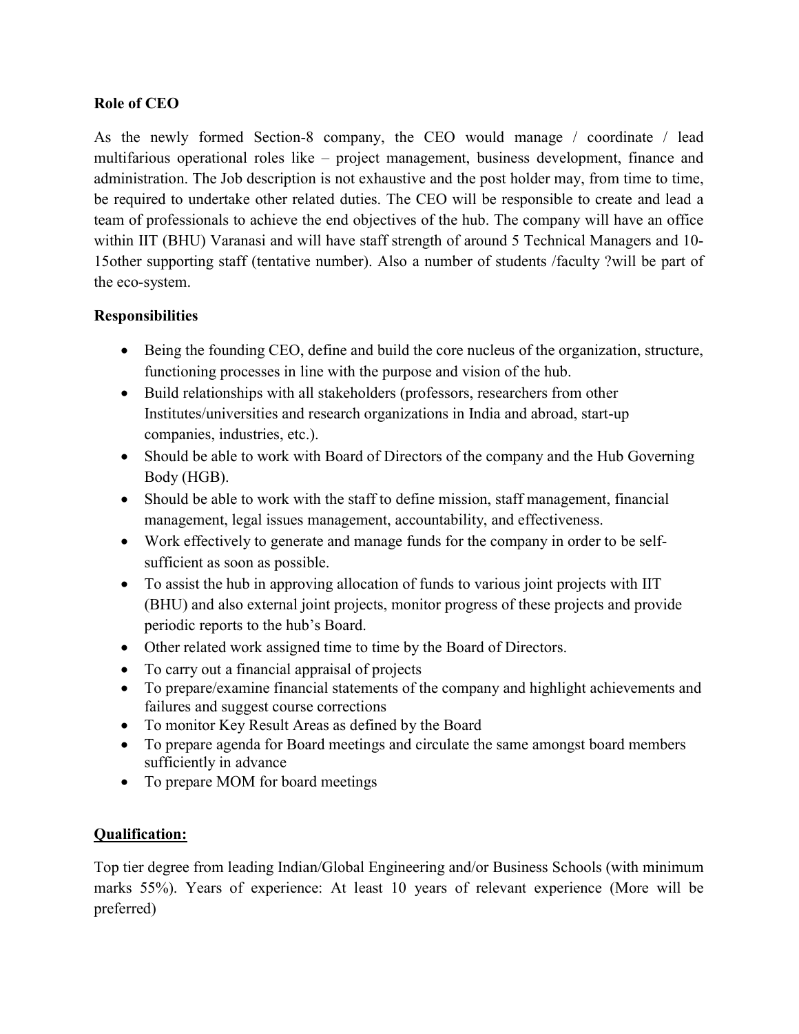**Role of CEO**

As the newly formed Section-8 company, the CEO would manage / coordinate / lead multifarious operational roles like – project management, business development, finance and administration. The Job description is not exhaustive and the post holder may, from time to time, be required to undertake other related duties. The CEO will be responsible to create and lead a team of professionals to achieve the end objectives of the hub. The company will have an office within IIT (BHU) Varanasi and will have staff strength of around 5 Technical Managers and 10-15other supporting staff (tentative number). Also a number of students /faculty ?will be part of the eco-system.

**Responsibilities**

- Being the founding CEO, define and build the core nucleus of the organization, structure, functioning processes in line with the purpose and vision of the hub.
- Build relationships with all stakeholders (professors, researchers from other Institutes/universities and research organizations in India and abroad, start-up companies, industries, etc.).
- Should be able to work with Board of Directors of the company and the Hub Governing Body (HGB).
- Should be able to work with the staff to define mission, staff management, financial management, legal issues management, accountability, and effectiveness.
- Work effectively to generate and manage funds for the company in order to be self-sufficient as soon as possible.
- To assist the hub in approving allocation of funds to various joint projects with IIT (BHU) and also external joint projects, monitor progress of these projects and provide periodic reports to the hub's Board.
- Other related work assigned time to time by the Board of Directors.
- To carry out a financial appraisal of projects
- To prepare/examine financial statements of the company and highlight achievements and failures and suggest course corrections
- To monitor Key Result Areas as defined by the Board
- To prepare agenda for Board meetings and circulate the same amongst board members sufficiently in advance
- To prepare MOM for board meetings

**Qualification:**

Top tier degree from leading Indian/Global Engineering and/or Business Schools (with minimum marks 55%). Years of experience: At least 10 years of relevant experience (More will be preferred)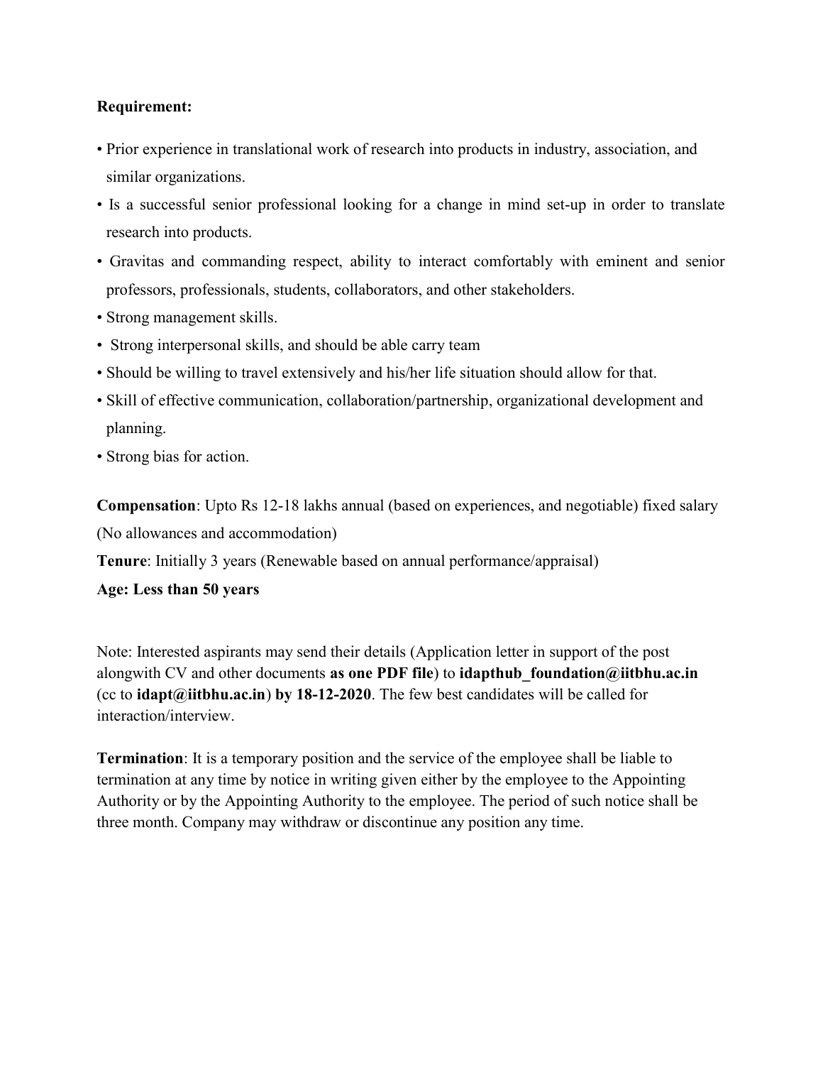**Requirement:**

- Prior experience in translational work of research into products in industry, association, and similar organizations.
- Is a successful senior professional looking for a change in mind set-up in order to translate research into products.
- Gravitas and commanding respect, ability to interact comfortably with eminent and senior professors, professionals, students, collaborators, and other stakeholders.
- Strong management skills.
- Strong interpersonal skills, and should be able carry team
- Should be willing to travel extensively and his/her life situation should allow for that.
- Skill of effective communication, collaboration/partnership, organizational development and planning.
- Strong bias for action.

**Compensation**: Upto Rs 12-18 lakhs annual (based on experiences, and negotiable) fixed salary (No allowances and accommodation)

**Tenure**: Initially 3 years (Renewable based on annual performance/appraisal)

**Age: Less than 50 years**

Note: Interested aspirants may send their details (Application letter in support of the post alongwith CV and other documents **as one PDF file**) to **idapthub_foundation@iitbhu.ac.in** (cc to **idapt@iitbhu.ac.in**) **by 18-12-2020**. The few best candidates will be called for interaction/interview.

**Termination**: It is a temporary position and the service of the employee shall be liable to termination at any time by notice in writing given either by the employee to the Appointing Authority or by the Appointing Authority to the employee. The period of such notice shall be three month. Company may withdraw or discontinue any position any time.